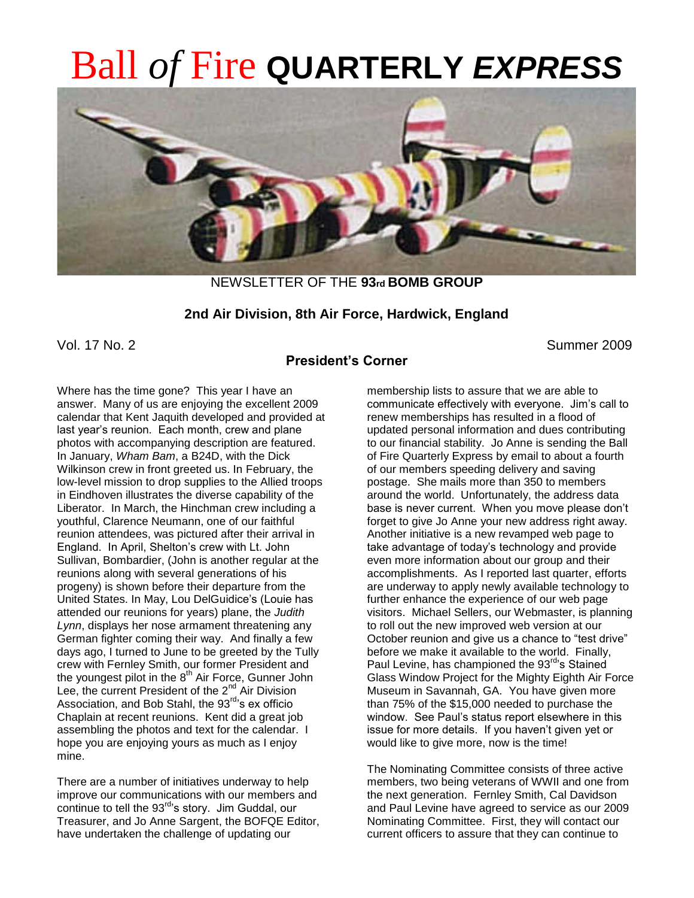# Ball *of* Fire **QUARTERLY *EXPRESS***

NEWSLETTER OF THE **93rd BOMB GROUP**

**2nd Air Division, 8th Air Force, Hardwick, England**

Vol. 17 No. 2 Summer 2009

## President's Corner

Where has the time gone? This year I have an answer. Many of us are enjoying the excellent 2009 calendar that Kent Jaquith developed and provided at last year's reunion. Each month, crew and plane photos with accompanying description are featured. In January, *Wham Bam*, a B24D, with the Dick Wilkinson crew in front greeted us. In February, the low-level mission to drop supplies to the Allied troops in Eindhoven illustrates the diverse capability of the Liberator. In March, the Hinchman crew including a youthful, Clarence Neumann, one of our faithful reunion attendees, was pictured after their arrival in England. In April, Shelton's crew with Lt. John Sullivan, Bombardier, (John is another regular at the reunions along with several generations of his progeny) is shown before their departure from the United States. In May, Lou DelGuidice's (Louie has attended our reunions for years) plane, the *Judith Lynn*, displays her nose armament threatening any German fighter coming their way. And finally a few days ago, I turned to June to be greeted by the Tully crew with Fernley Smith, our former President and the youngest pilot in the 8th Air Force, Gunner John Lee, the current President of the 2nd Air Division Association, and Bob Stahl, the 93rd's ex officio Chaplain at recent reunions. Kent did a great job assembling the photos and text for the calendar. I hope you are enjoying yours as much as I enjoy mine.

There are a number of initiatives underway to help improve our communications with our members and continue to tell the 93rd's story. Jim Guddal, our Treasurer, and Jo Anne Sargent, the BOFQE Editor, have undertaken the challenge of updating our membership lists to assure that we are able to communicate effectively with everyone. Jim's call to renew memberships has resulted in a flood of updated personal information and dues contributing to our financial stability. Jo Anne is sending the Ball of Fire Quarterly Express by email to about a fourth of our members speeding delivery and saving postage. She mails more than 350 to members around the world. Unfortunately, the address data base is never current. When you move please don't forget to give Jo Anne your new address right away. Another initiative is a new revamped web page to take advantage of today's technology and provide even more information about our group and their accomplishments. As I reported last quarter, efforts are underway to apply newly available technology to further enhance the experience of our web page visitors. Michael Sellers, our Webmaster, is planning to roll out the new improved web version at our October reunion and give us a chance to "test drive" before we make it available to the world. Finally, Paul Levine, has championed the 93rd's Stained Glass Window Project for the Mighty Eighth Air Force Museum in Savannah, GA. You have given more than 75% of the $15,000 needed to purchase the window. See Paul's status report elsewhere in this issue for more details. If you haven't given yet or would like to give more, now is the time!

The Nominating Committee consists of three active members, two being veterans of WWII and one from the next generation. Fernley Smith, Cal Davidson and Paul Levine have agreed to service as our 2009 Nominating Committee. First, they will contact our current officers to assure that they can continue to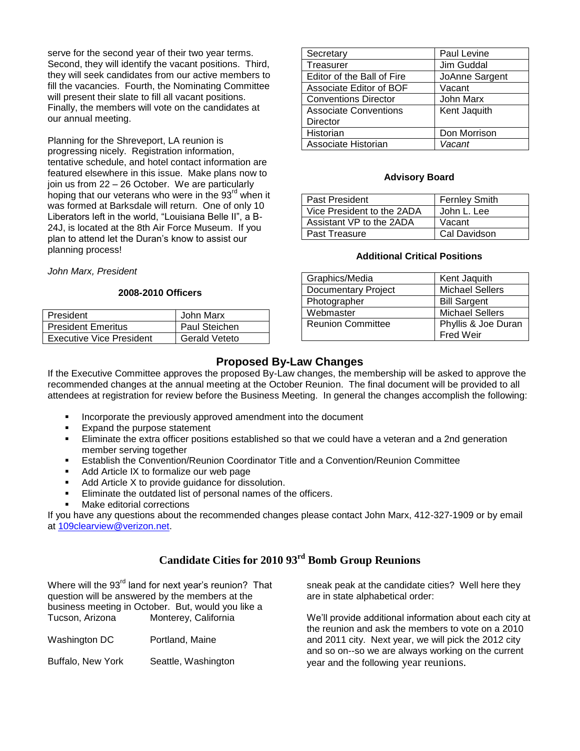serve for the second year of their two year terms. Second, they will identify the vacant positions. Third, they will seek candidates from our active members to fill the vacancies. Fourth, the Nominating Committee will present their slate to fill all vacant positions. Finally, the members will vote on the candidates at our annual meeting.

Planning for the Shreveport, LA reunion is progressing nicely. Registration information, tentative schedule, and hotel contact information are featured elsewhere in this issue. Make plans now to join us from 22 – 26 October. We are particularly hoping that our veterans who were in the 93rd when it was formed at Barksdale will return. One of only 10 Liberators left in the world, "Louisiana Belle II", a B-24J, is located at the 8th Air Force Museum. If you plan to attend let the Duran's know to assist our planning process!

*John Marx, President*

**2008-2010 Officers**

| | |
|---|---|
| President | John Marx |
| President Emeritus | Paul Steichen |
| Executive Vice President | Gerald Veteto |
| Secretary | Paul Levine |
| Treasurer | Jim Guddal |
| Editor of the Ball of Fire | JoAnne Sargent |
| Associate Editor of BOF | Vacant |
| Conventions Director | John Marx |
| Associate Conventions Director | Kent Jaquith |
| Historian | Don Morrison |
| Associate Historian | *Vacant* |

**Advisory Board**

| | |
|---|---|
| Past President | Fernley Smith |
| Vice President to the 2ADA | John L. Lee |
| Assistant VP to the 2ADA | Vacant |
| Past Treasure | Cal Davidson |

**Additional Critical Positions**

| | |
|---|---|
| Graphics/Media | Kent Jaquith |
| Documentary Project | Michael Sellers |
| Photographer | Bill Sargent |
| Webmaster | Michael Sellers |
| Reunion Committee | Phyllis & Joe Duran<br>Fred Weir |

## Proposed By-Law Changes

If the Executive Committee approves the proposed By-Law changes, the membership will be asked to approve the recommended changes at the annual meeting at the October Reunion. The final document will be provided to all attendees at registration for review before the Business Meeting. In general the changes accomplish the following:

- Incorporate the previously approved amendment into the document
- Expand the purpose statement
- Eliminate the extra officer positions established so that we could have a veteran and a 2nd generation member serving together
- Establish the Convention/Reunion Coordinator Title and a Convention/Reunion Committee
- Add Article IX to formalize our web page
- Add Article X to provide guidance for dissolution.
- Eliminate the outdated list of personal names of the officers.
- Make editorial corrections

If you have any questions about the recommended changes please contact John Marx, 412-327-1909 or by email at 109clearview@verizon.net.

## Candidate Cities for 2010 93rd Bomb Group Reunions

Where will the 93rd land for next year's reunion? That question will be answered by the members at the business meeting in October. But, would you like a sneak peak at the candidate cities? Well here they are in state alphabetical order:

| | |
|---|---|
| Tucson, Arizona | Monterey, California |
| Washington DC | Portland, Maine |
| Buffalo, New York | Seattle, Washington |

We'll provide additional information about each city at the reunion and ask the members to vote on a 2010 and 2011 city. Next year, we will pick the 2012 city and so on--so we are always working on the current year and the following year reunions.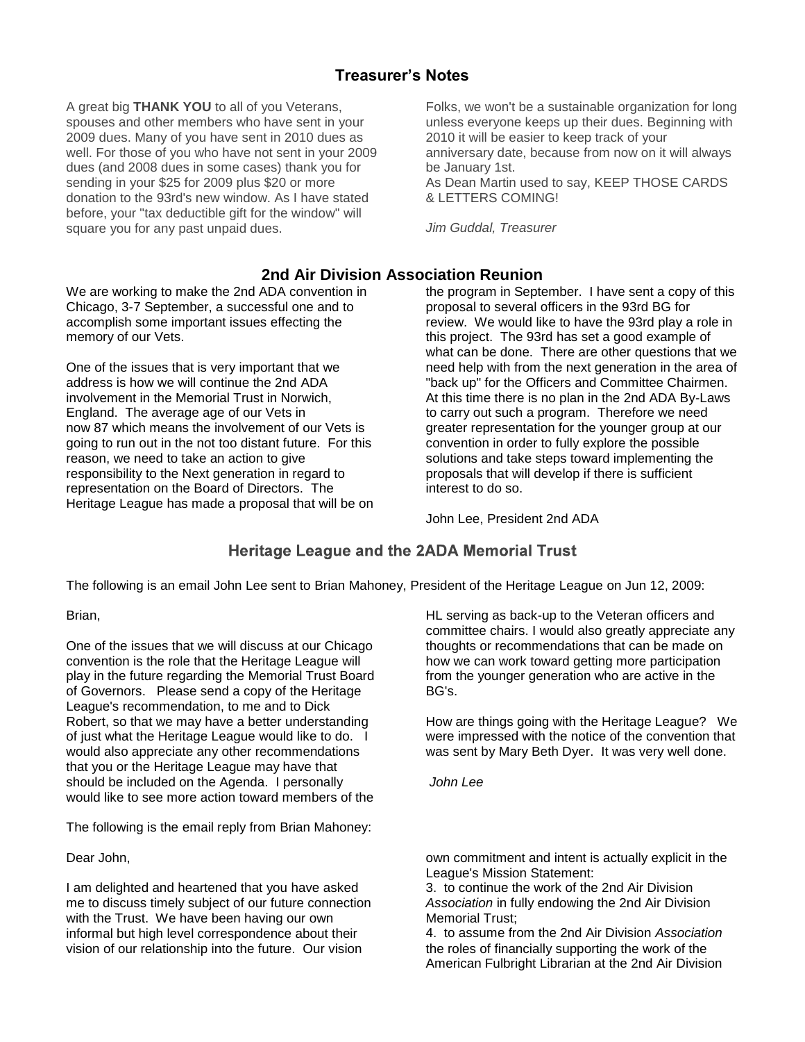## Treasurer's Notes

A great big **THANK YOU** to all of you Veterans, spouses and other members who have sent in your 2009 dues. Many of you have sent in 2010 dues as well. For those of you who have not sent in your 2009 dues (and 2008 dues in some cases) thank you for sending in your $25 for 2009 plus $20 or more donation to the 93rd's new window. As I have stated before, your "tax deductible gift for the window" will square you for any past unpaid dues.

Folks, we won't be a sustainable organization for long unless everyone keeps up their dues. Beginning with 2010 it will be easier to keep track of your anniversary date, because from now on it will always be January 1st.
As Dean Martin used to say, KEEP THOSE CARDS & LETTERS COMING!

*Jim Guddal, Treasurer*

## 2nd Air Division Association Reunion

We are working to make the 2nd ADA convention in Chicago, 3-7 September, a successful one and to accomplish some important issues effecting the memory of our Vets.

One of the issues that is very important that we address is how we will continue the 2nd ADA involvement in the Memorial Trust in Norwich, England. The average age of our Vets in now 87 which means the involvement of our Vets is going to run out in the not too distant future. For this reason, we need to take an action to give responsibility to the Next generation in regard to representation on the Board of Directors. The Heritage League has made a proposal that will be on the program in September. I have sent a copy of this proposal to several officers in the 93rd BG for review. We would like to have the 93rd play a role in this project. The 93rd has set a good example of what can be done. There are other questions that we need help with from the next generation in the area of "back up" for the Officers and Committee Chairmen. At this time there is no plan in the 2nd ADA By-Laws to carry out such a program. Therefore we need greater representation for the younger group at our convention in order to fully explore the possible solutions and take steps toward implementing the proposals that will develop if there is sufficient interest to do so.

John Lee, President 2nd ADA

## Heritage League and the 2ADA Memorial Trust

The following is an email John Lee sent to Brian Mahoney, President of the Heritage League on Jun 12, 2009:

Brian,

One of the issues that we will discuss at our Chicago convention is the role that the Heritage League will play in the future regarding the Memorial Trust Board of Governors. Please send a copy of the Heritage League's recommendation, to me and to Dick Robert, so that we may have a better understanding of just what the Heritage League would like to do. I would also appreciate any other recommendations that you or the Heritage League may have that should be included on the Agenda. I personally would like to see more action toward members of the HL serving as back-up to the Veteran officers and committee chairs. I would also greatly appreciate any thoughts or recommendations that can be made on how we can work toward getting more participation from the younger generation who are active in the BG's.

How are things going with the Heritage League? We were impressed with the notice of the convention that was sent by Mary Beth Dyer. It was very well done.

*John Lee*

The following is the email reply from Brian Mahoney:

Dear John,

I am delighted and heartened that you have asked me to discuss timely subject of our future connection with the Trust. We have been having our own informal but high level correspondence about their vision of our relationship into the future. Our vision own commitment and intent is actually explicit in the League's Mission Statement:

3. to continue the work of the 2nd Air Division *Association* in fully endowing the 2nd Air Division Memorial Trust;
4. to assume from the 2nd Air Division *Association* the roles of financially supporting the work of the American Fulbright Librarian at the 2nd Air Division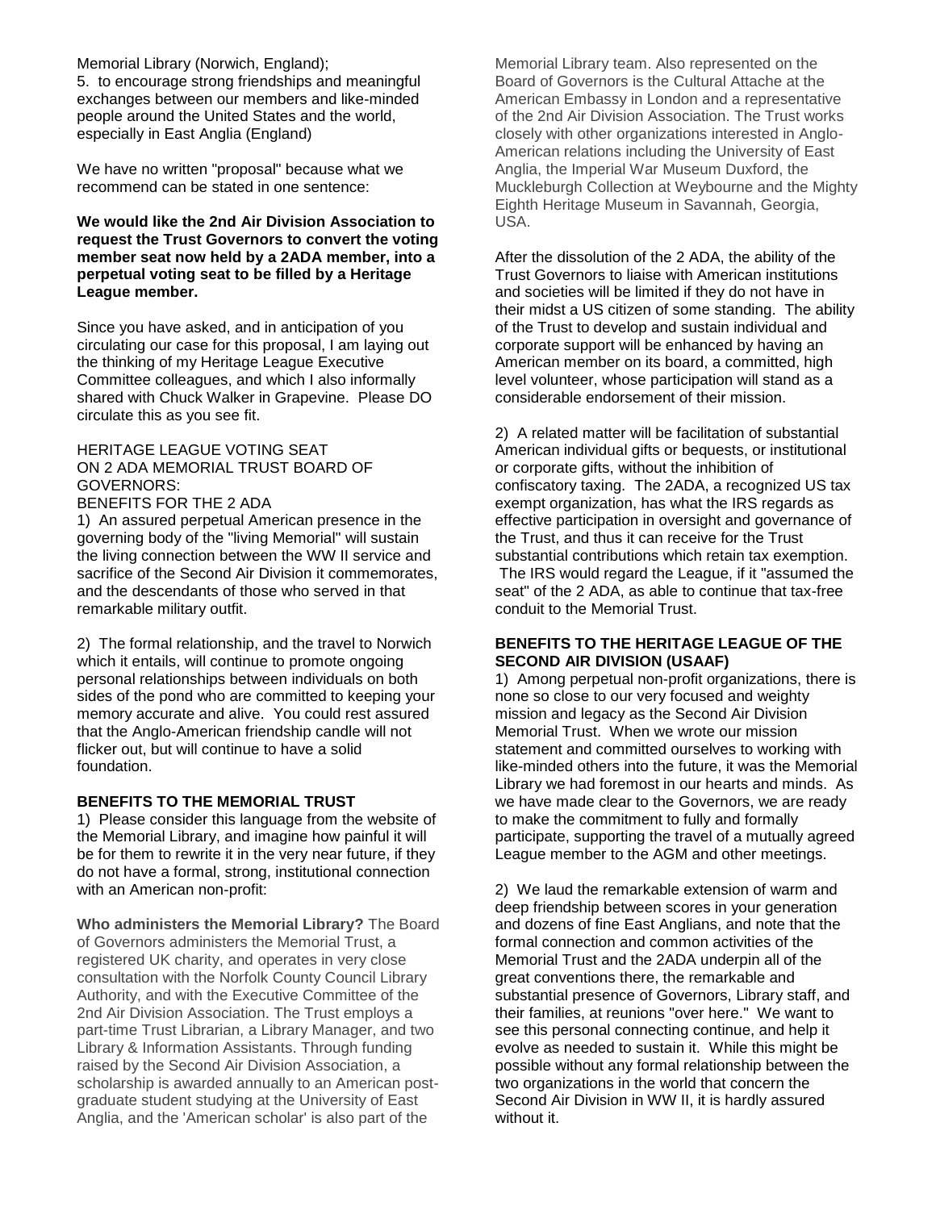Memorial Library (Norwich, England);

5. to encourage strong friendships and meaningful exchanges between our members and like-minded people around the United States and the world, especially in East Anglia (England)

We have no written "proposal" because what we recommend can be stated in one sentence:

**We would like the 2nd Air Division Association to request the Trust Governors to convert the voting member seat now held by a 2ADA member, into a perpetual voting seat to be filled by a Heritage League member.**

Since you have asked, and in anticipation of you circulating our case for this proposal, I am laying out the thinking of my Heritage League Executive Committee colleagues, and which I also informally shared with Chuck Walker in Grapevine. Please DO circulate this as you see fit.

HERITAGE LEAGUE VOTING SEAT
ON 2 ADA MEMORIAL TRUST BOARD OF GOVERNORS:
BENEFITS FOR THE 2 ADA

1) An assured perpetual American presence in the governing body of the "living Memorial" will sustain the living connection between the WW II service and sacrifice of the Second Air Division it commemorates, and the descendants of those who served in that remarkable military outfit.

2) The formal relationship, and the travel to Norwich which it entails, will continue to promote ongoing personal relationships between individuals on both sides of the pond who are committed to keeping your memory accurate and alive. You could rest assured that the Anglo-American friendship candle will not flicker out, but will continue to have a solid foundation.

**BENEFITS TO THE MEMORIAL TRUST**

1) Please consider this language from the website of the Memorial Library, and imagine how painful it will be for them to rewrite it in the very near future, if they do not have a formal, strong, institutional connection with an American non-profit:

**Who administers the Memorial Library?** The Board of Governors administers the Memorial Trust, a registered UK charity, and operates in very close consultation with the Norfolk County Council Library Authority, and with the Executive Committee of the 2nd Air Division Association. The Trust employs a part-time Trust Librarian, a Library Manager, and two Library & Information Assistants. Through funding raised by the Second Air Division Association, a scholarship is awarded annually to an American post-graduate student studying at the University of East Anglia, and the 'American scholar' is also part of the Memorial Library team. Also represented on the Board of Governors is the Cultural Attache at the American Embassy in London and a representative of the 2nd Air Division Association. The Trust works closely with other organizations interested in Anglo-American relations including the University of East Anglia, the Imperial War Museum Duxford, the Muckleburgh Collection at Weybourne and the Mighty Eighth Heritage Museum in Savannah, Georgia, USA.

After the dissolution of the 2 ADA, the ability of the Trust Governors to liaise with American institutions and societies will be limited if they do not have in their midst a US citizen of some standing. The ability of the Trust to develop and sustain individual and corporate support will be enhanced by having an American member on its board, a committed, high level volunteer, whose participation will stand as a considerable endorsement of their mission.

2) A related matter will be facilitation of substantial American individual gifts or bequests, or institutional or corporate gifts, without the inhibition of confiscatory taxing. The 2ADA, a recognized US tax exempt organization, has what the IRS regards as effective participation in oversight and governance of the Trust, and thus it can receive for the Trust substantial contributions which retain tax exemption. The IRS would regard the League, if it "assumed the seat" of the 2 ADA, as able to continue that tax-free conduit to the Memorial Trust.

**BENEFITS TO THE HERITAGE LEAGUE OF THE SECOND AIR DIVISION (USAAF)**

1) Among perpetual non-profit organizations, there is none so close to our very focused and weighty mission and legacy as the Second Air Division Memorial Trust. When we wrote our mission statement and committed ourselves to working with like-minded others into the future, it was the Memorial Library we had foremost in our hearts and minds. As we have made clear to the Governors, we are ready to make the commitment to fully and formally participate, supporting the travel of a mutually agreed League member to the AGM and other meetings.

2) We laud the remarkable extension of warm and deep friendship between scores in your generation and dozens of fine East Anglians, and note that the formal connection and common activities of the Memorial Trust and the 2ADA underpin all of the great conventions there, the remarkable and substantial presence of Governors, Library staff, and their families, at reunions "over here." We want to see this personal connecting continue, and help it evolve as needed to sustain it. While this might be possible without any formal relationship between the two organizations in the world that concern the Second Air Division in WW II, it is hardly assured without it.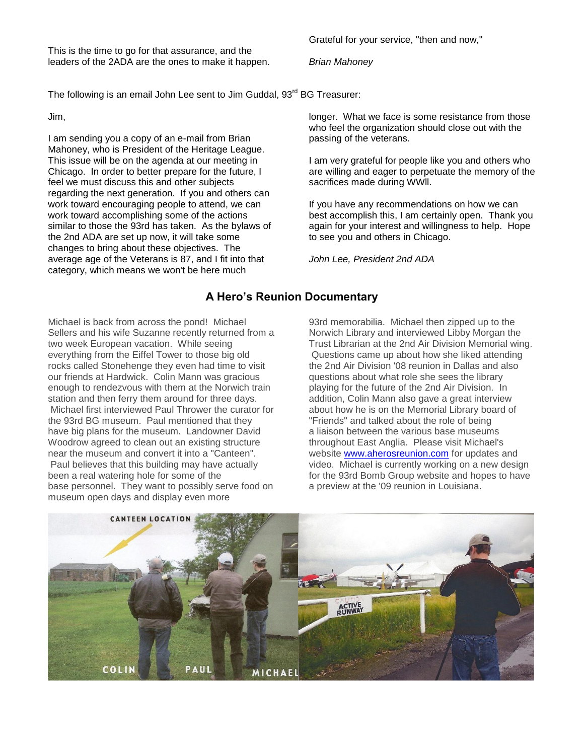This is the time to go for that assurance, and the leaders of the 2ADA are the ones to make it happen.

Grateful for your service, "then and now,"

*Brian Mahoney*

The following is an email John Lee sent to Jim Guddal, 93rd BG Treasurer:

Jim,

I am sending you a copy of an e-mail from Brian Mahoney, who is President of the Heritage League. This issue will be on the agenda at our meeting in Chicago. In order to better prepare for the future, I feel we must discuss this and other subjects regarding the next generation. If you and others can work toward encouraging people to attend, we can work toward accomplishing some of the actions similar to those the 93rd has taken. As the bylaws of the 2nd ADA are set up now, it will take some changes to bring about these objectives. The average age of the Veterans is 87, and I fit into that category, which means we won't be here much longer. What we face is some resistance from those who feel the organization should close out with the passing of the veterans.

I am very grateful for people like you and others who are willing and eager to perpetuate the memory of the sacrifices made during WWll.

If you have any recommendations on how we can best accomplish this, I am certainly open. Thank you again for your interest and willingness to help. Hope to see you and others in Chicago.

*John Lee, President 2nd ADA*

## A Hero's Reunion Documentary

Michael is back from across the pond! Michael Sellers and his wife Suzanne recently returned from a two week European vacation. While seeing everything from the Eiffel Tower to those big old rocks called Stonehenge they even had time to visit our friends at Hardwick. Colin Mann was gracious enough to rendezvous with them at the Norwich train station and then ferry them around for three days. Michael first interviewed Paul Thrower the curator for the 93rd BG museum. Paul mentioned that they have big plans for the museum. Landowner David Woodrow agreed to clean out an existing structure near the museum and convert it into a "Canteen". Paul believes that this building may have actually been a real watering hole for some of the base personnel. They want to possibly serve food on museum open days and display even more 93rd memorabilia. Michael then zipped up to the Norwich Library and interviewed Libby Morgan the Trust Librarian at the 2nd Air Division Memorial wing. Questions came up about how she liked attending the 2nd Air Division '08 reunion in Dallas and also questions about what role she sees the library playing for the future of the 2nd Air Division. In addition, Colin Mann also gave a great interview about how he is on the Memorial Library board of "Friends" and talked about the role of being a liaison between the various base museums throughout East Anglia. Please visit Michael's website [www.aherosreunion.com](http://www.aherosreunion.com) for updates and video. Michael is currently working on a new design for the 93rd Bomb Group website and hopes to have a preview at the '09 reunion in Louisiana.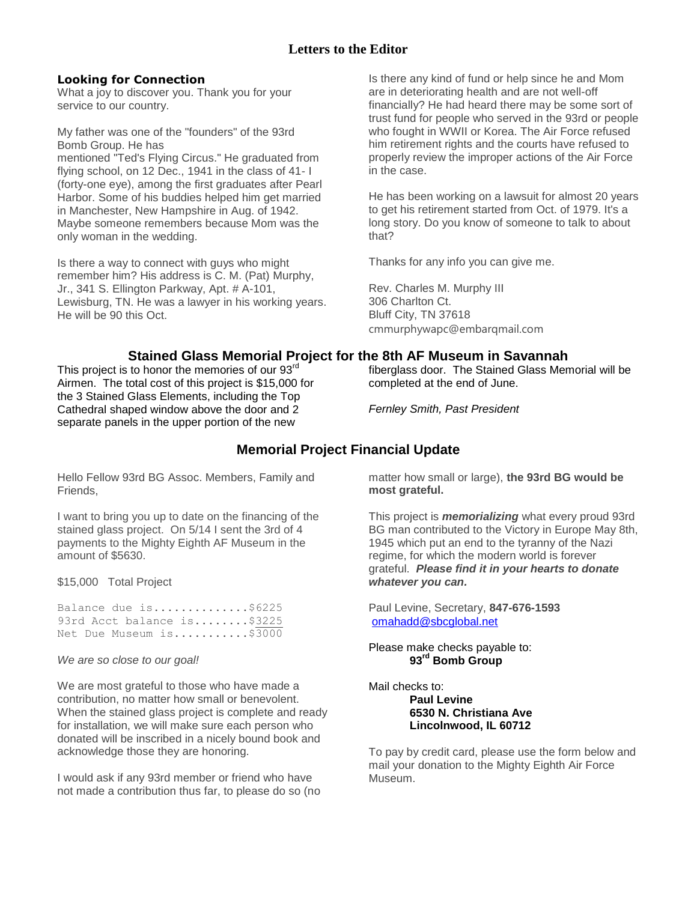# Letters to the Editor

### Looking for Connection

What a joy to discover you. Thank you for your service to our country.

My father was one of the "founders" of the 93rd Bomb Group. He has
mentioned "Ted's Flying Circus." He graduated from flying school, on 12 Dec., 1941 in the class of 41- I (forty-one eye), among the first graduates after Pearl Harbor. Some of his buddies helped him get married in Manchester, New Hampshire in Aug. of 1942. Maybe someone remembers because Mom was the only woman in the wedding.

Is there a way to connect with guys who might remember him? His address is C. M. (Pat) Murphy, Jr., 341 S. Ellington Parkway, Apt. # A-101, Lewisburg, TN. He was a lawyer in his working years. He will be 90 this Oct.

Is there any kind of fund or help since he and Mom are in deteriorating health and are not well-off financially? He had heard there may be some sort of trust fund for people who served in the 93rd or people who fought in WWII or Korea. The Air Force refused him retirement rights and the courts have refused to properly review the improper actions of the Air Force in the case.

He has been working on a lawsuit for almost 20 years to get his retirement started from Oct. of 1979. It's a long story. Do you know of someone to talk to about that?

Thanks for any info you can give me.

Rev. Charles M. Murphy III
306 Charlton Ct.
Bluff City, TN 37618
cmmurphywapc@embarqmail.com

## Stained Glass Memorial Project for the 8th AF Museum in Savannah

This project is to honor the memories of our 93rd Airmen. The total cost of this project is $15,000 for the 3 Stained Glass Elements, including the Top Cathedral shaped window above the door and 2 separate panels in the upper portion of the new fiberglass door. The Stained Glass Memorial will be completed at the end of June.

*Fernley Smith, Past President*

## Memorial Project Financial Update

Hello Fellow 93rd BG Assoc. Members, Family and Friends,

I want to bring you up to date on the financing of the stained glass project. On 5/14 I sent the 3rd of 4 payments to the Mighty Eighth AF Museum in the amount of $5630.

$15,000 Total Project

```
Balance due is..............$6225
93rd Acct balance is........$3225
Net Due Museum is...........$3000
```

*We are so close to our goal!*

We are most grateful to those who have made a contribution, no matter how small or benevolent. When the stained glass project is complete and ready for installation, we will make sure each person who donated will be inscribed in a nicely bound book and acknowledge those they are honoring.

I would ask if any 93rd member or friend who have not made a contribution thus far, to please do so (no matter how small or large), **the 93rd BG would be most grateful.**

This project is ***memorializing*** what every proud 93rd BG man contributed to the Victory in Europe May 8th, 1945 which put an end to the tyranny of the Nazi regime, for which the modern world is forever grateful. ***Please find it in your hearts to donate whatever you can.***

Paul Levine, Secretary, **847-676-1593**
omahadd@sbcglobal.net

Please make checks payable to:
**93rd Bomb Group**

Mail checks to:
**Paul Levine**
**6530 N. Christiana Ave**
**Lincolnwood, IL 60712**

To pay by credit card, please use the form below and mail your donation to the Mighty Eighth Air Force Museum.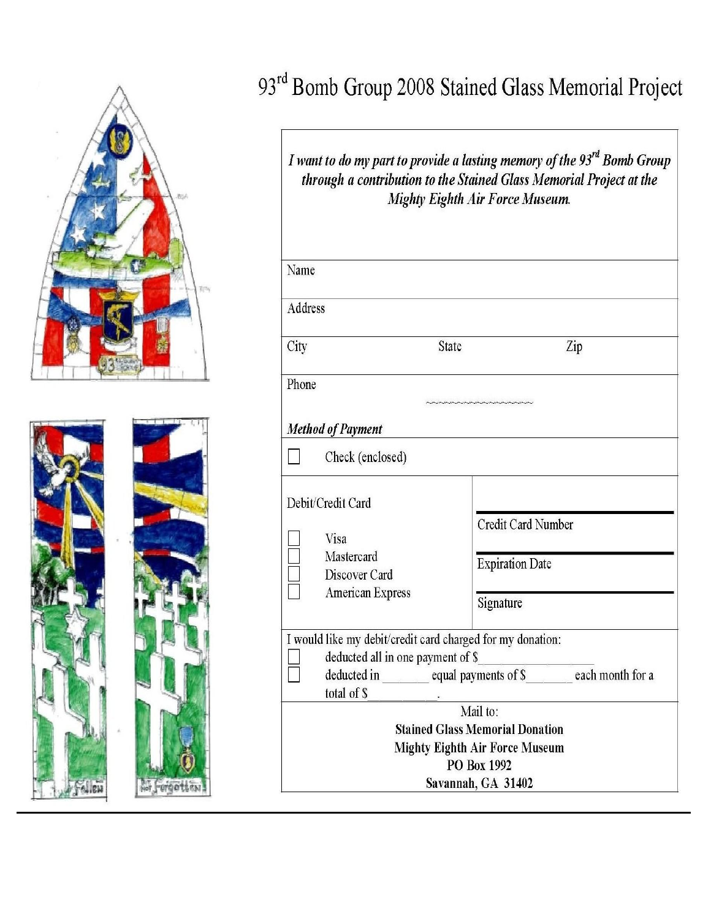# 93rd Bomb Group 2008 Stained Glass Memorial Project

*I want to do my part to provide a lasting memory of the 93rd Bomb Group through a contribution to the Stained Glass Memorial Project at the Mighty Eighth Air Force Museum.*

Name

Address

City State Zip

Phone

~~~~~~~~~~~~~~~~~~~~

***Method of Payment***

☐ Check (enclosed)

Debit/Credit Card

☐ Visa
☐ Mastercard
☐ Discover Card
☐ American Express

Credit Card Number

Expiration Date

Signature

I would like my debit/credit card charged for my donation:

☐ deducted all in one payment of $_________________

☐ deducted in _______ equal payments of $_______ each month for a total of $__________.

Mail to:

**Stained Glass Memorial Donation**
**Mighty Eighth Air Force Museum**
**PO Box 1992**
**Savannah, GA 31402**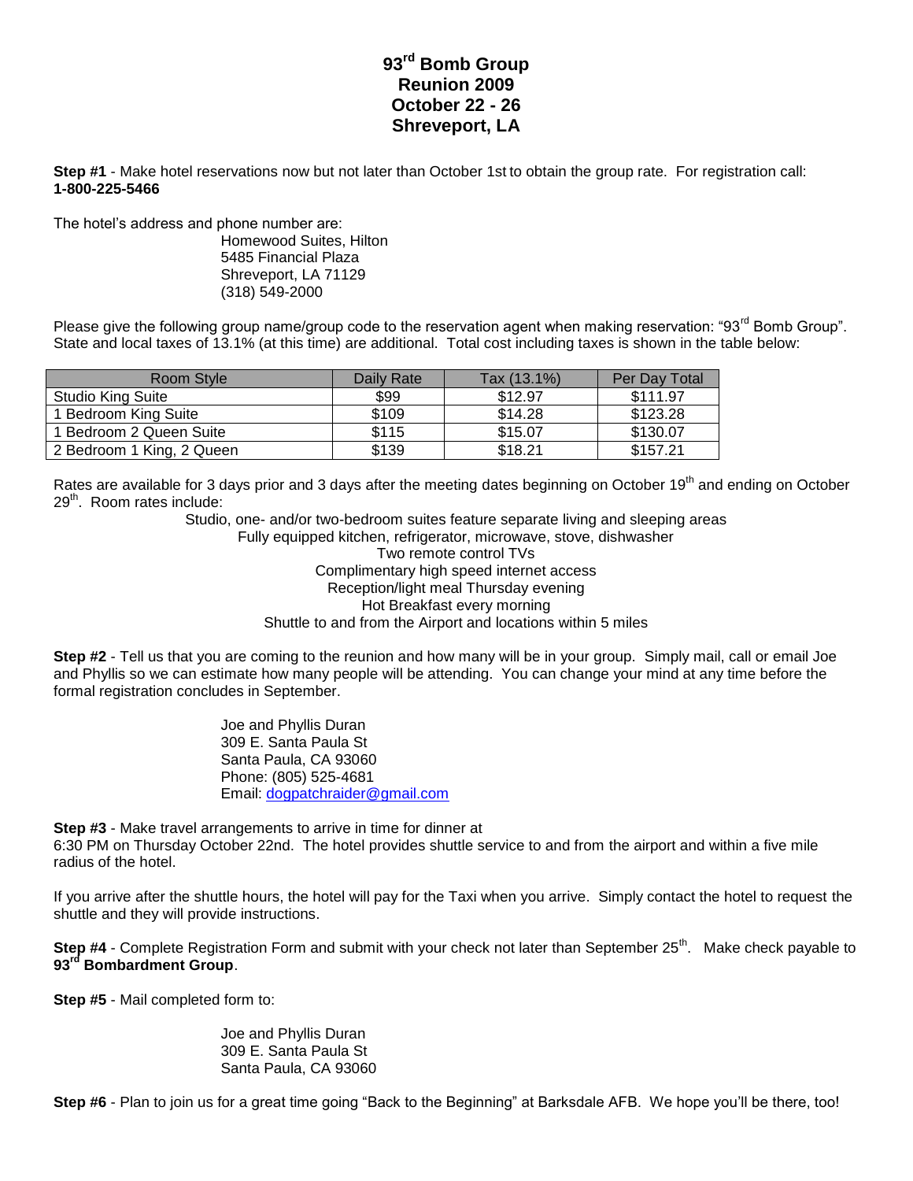# 93rd Bomb Group Reunion 2009 October 22 - 26 Shreveport, LA

**Step #1** - Make hotel reservations now but not later than October 1st to obtain the group rate. For registration call: **1-800-225-5466**

The hotel's address and phone number are:

Homewood Suites, Hilton
5485 Financial Plaza
Shreveport, LA 71129
(318) 549-2000

Please give the following group name/group code to the reservation agent when making reservation: "93rd Bomb Group". State and local taxes of 13.1% (at this time) are additional. Total cost including taxes is shown in the table below:

| Room Style | Daily Rate | Tax (13.1%) | Per Day Total |
|---|---|---|---|
| Studio King Suite | $99 | $12.97 | $111.97 |
| 1 Bedroom King Suite | $109 | $14.28 | $123.28 |
| 1 Bedroom 2 Queen Suite | $115 | $15.07 | $130.07 |
| 2 Bedroom 1 King, 2 Queen | $139 | $18.21 | $157.21 |

Rates are available for 3 days prior and 3 days after the meeting dates beginning on October 19th and ending on October 29th. Room rates include:

Studio, one- and/or two-bedroom suites feature separate living and sleeping areas
Fully equipped kitchen, refrigerator, microwave, stove, dishwasher
Two remote control TVs
Complimentary high speed internet access
Reception/light meal Thursday evening
Hot Breakfast every morning
Shuttle to and from the Airport and locations within 5 miles

**Step #2** - Tell us that you are coming to the reunion and how many will be in your group. Simply mail, call or email Joe and Phyllis so we can estimate how many people will be attending. You can change your mind at any time before the formal registration concludes in September.

Joe and Phyllis Duran
309 E. Santa Paula St
Santa Paula, CA 93060
Phone: (805) 525-4681
Email: dogpatchraider@gmail.com

**Step #3** - Make travel arrangements to arrive in time for dinner at 6:30 PM on Thursday October 22nd. The hotel provides shuttle service to and from the airport and within a five mile radius of the hotel.

If you arrive after the shuttle hours, the hotel will pay for the Taxi when you arrive. Simply contact the hotel to request the shuttle and they will provide instructions.

**Step #4** - Complete Registration Form and submit with your check not later than September 25th. Make check payable to **93rd Bombardment Group**.

**Step #5** - Mail completed form to:

Joe and Phyllis Duran
309 E. Santa Paula St
Santa Paula, CA 93060

**Step #6** - Plan to join us for a great time going "Back to the Beginning" at Barksdale AFB. We hope you'll be there, too!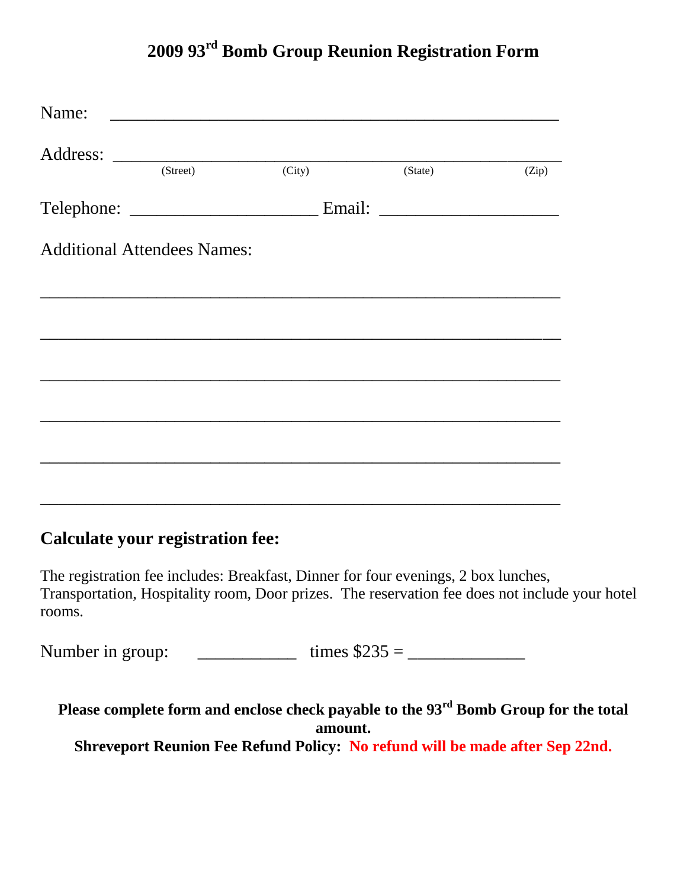# 2009 93rd Bomb Group Reunion Registration Form

Name: ____________________________________________________

Address: ___________________________________________________
(Street) (City) (State) (Zip)

Telephone: ______________________ Email: _____________________

Additional Attendees Names:

____________________________________________________________

____________________________________________________________

____________________________________________________________

____________________________________________________________

____________________________________________________________

____________________________________________________________

## Calculate your registration fee:

The registration fee includes: Breakfast, Dinner for four evenings, 2 box lunches, Transportation, Hospitality room, Door prizes. The reservation fee does not include your hotel rooms.

Number in group: ___________ times $235 = _____________

**Please complete form and enclose check payable to the 93rd Bomb Group for the total amount.**

**Shreveport Reunion Fee Refund Policy: No refund will be made after Sep 22nd.**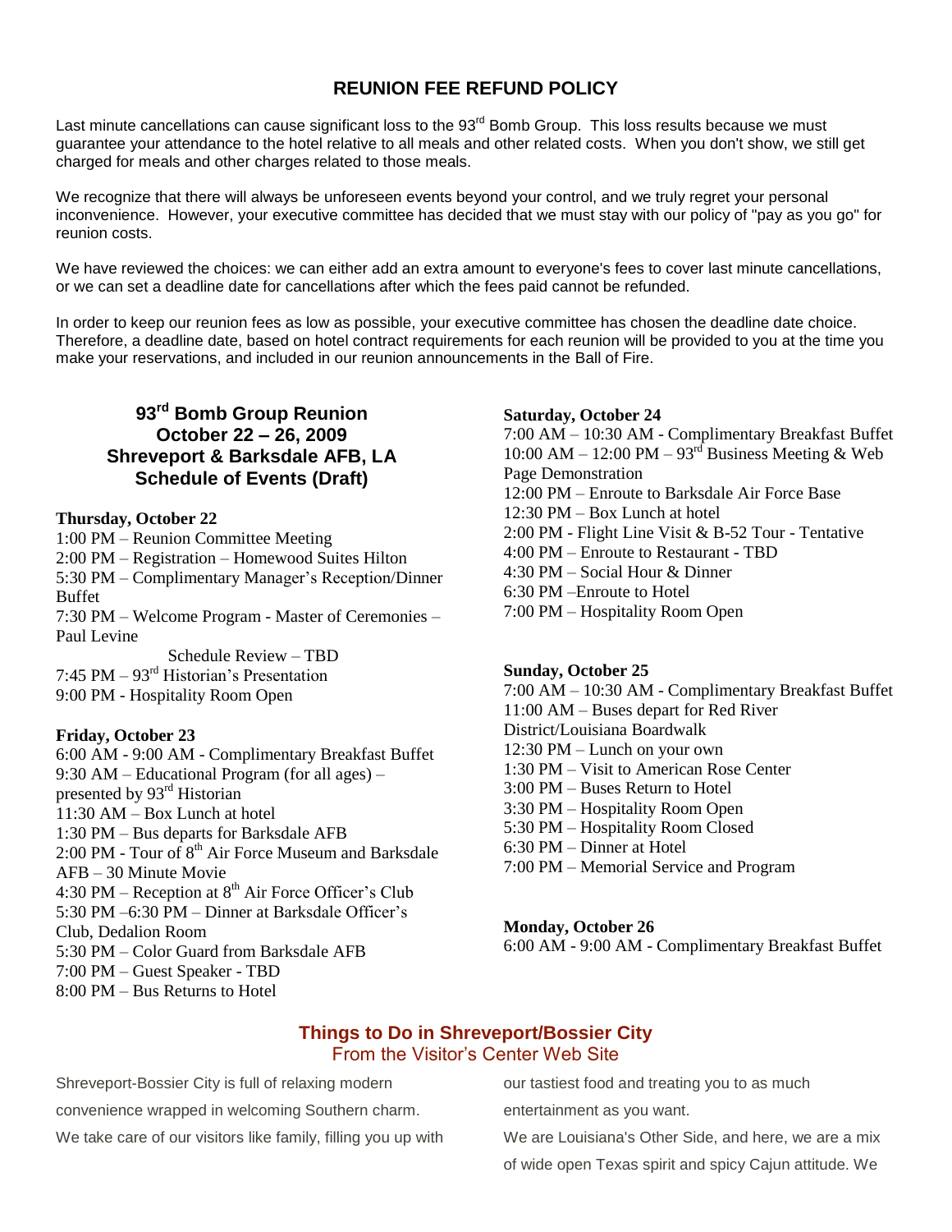## REUNION FEE REFUND POLICY

Last minute cancellations can cause significant loss to the 93rd Bomb Group. This loss results because we must guarantee your attendance to the hotel relative to all meals and other related costs. When you don't show, we still get charged for meals and other charges related to those meals.

We recognize that there will always be unforeseen events beyond your control, and we truly regret your personal inconvenience. However, your executive committee has decided that we must stay with our policy of "pay as you go" for reunion costs.

We have reviewed the choices: we can either add an extra amount to everyone's fees to cover last minute cancellations, or we can set a deadline date for cancellations after which the fees paid cannot be refunded.

In order to keep our reunion fees as low as possible, your executive committee has chosen the deadline date choice. Therefore, a deadline date, based on hotel contract requirements for each reunion will be provided to you at the time you make your reservations, and included in our reunion announcements in the Ball of Fire.

## 93rd Bomb Group Reunion
## October 22 – 26, 2009
## Shreveport & Barksdale AFB, LA
## Schedule of Events (Draft)

**Thursday, October 22**

1:00 PM – Reunion Committee Meeting
2:00 PM – Registration – Homewood Suites Hilton
5:30 PM – Complimentary Manager's Reception/Dinner Buffet
7:30 PM – Welcome Program - Master of Ceremonies – Paul Levine
Schedule Review – TBD
7:45 PM – 93rd Historian's Presentation
9:00 PM - Hospitality Room Open

**Friday, October 23**

6:00 AM - 9:00 AM - Complimentary Breakfast Buffet
9:30 AM – Educational Program (for all ages) – presented by 93rd Historian
11:30 AM – Box Lunch at hotel
1:30 PM – Bus departs for Barksdale AFB
2:00 PM - Tour of 8th Air Force Museum and Barksdale AFB – 30 Minute Movie
4:30 PM – Reception at 8th Air Force Officer's Club
5:30 PM –6:30 PM – Dinner at Barksdale Officer's Club, Dedalion Room
5:30 PM – Color Guard from Barksdale AFB
7:00 PM – Guest Speaker - TBD
8:00 PM – Bus Returns to Hotel

**Saturday, October 24**

7:00 AM – 10:30 AM - Complimentary Breakfast Buffet
10:00 AM – 12:00 PM – 93rd Business Meeting & Web Page Demonstration
12:00 PM – Enroute to Barksdale Air Force Base
12:30 PM – Box Lunch at hotel
2:00 PM - Flight Line Visit & B-52 Tour - Tentative
4:00 PM – Enroute to Restaurant - TBD
4:30 PM – Social Hour & Dinner
6:30 PM –Enroute to Hotel
7:00 PM – Hospitality Room Open

**Sunday, October 25**

7:00 AM – 10:30 AM - Complimentary Breakfast Buffet
11:00 AM – Buses depart for Red River District/Louisiana Boardwalk
12:30 PM – Lunch on your own
1:30 PM – Visit to American Rose Center
3:00 PM – Buses Return to Hotel
3:30 PM – Hospitality Room Open
5:30 PM – Hospitality Room Closed
6:30 PM – Dinner at Hotel
7:00 PM – Memorial Service and Program

**Monday, October 26**

6:00 AM - 9:00 AM - Complimentary Breakfast Buffet

## Things to Do in Shreveport/Bossier City
### From the Visitor's Center Web Site

Shreveport-Bossier City is full of relaxing modern convenience wrapped in welcoming Southern charm. We take care of our visitors like family, filling you up with our tastiest food and treating you to as much entertainment as you want.

We are Louisiana's Other Side, and here, we are a mix of wide open Texas spirit and spicy Cajun attitude. We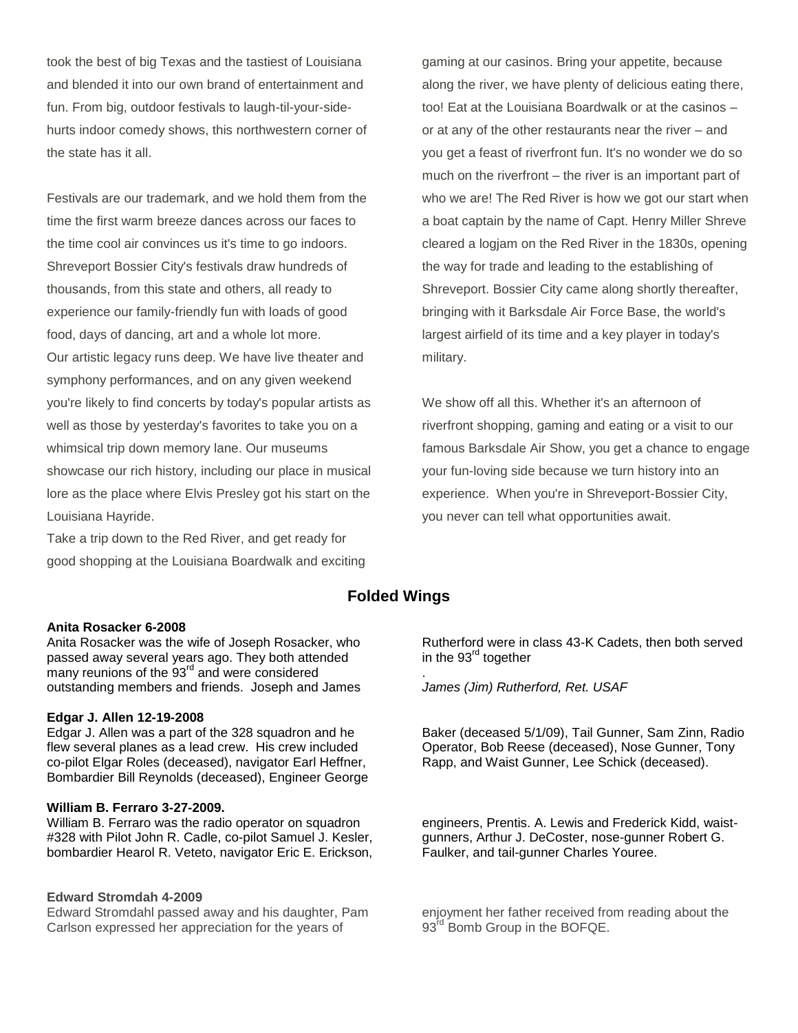took the best of big Texas and the tastiest of Louisiana and blended it into our own brand of entertainment and fun. From big, outdoor festivals to laugh-til-your-side-hurts indoor comedy shows, this northwestern corner of the state has it all.

Festivals are our trademark, and we hold them from the time the first warm breeze dances across our faces to the time cool air convinces us it's time to go indoors. Shreveport Bossier City's festivals draw hundreds of thousands, from this state and others, all ready to experience our family-friendly fun with loads of good food, days of dancing, art and a whole lot more.
Our artistic legacy runs deep. We have live theater and symphony performances, and on any given weekend you're likely to find concerts by today's popular artists as well as those by yesterday's favorites to take you on a whimsical trip down memory lane. Our museums showcase our rich history, including our place in musical lore as the place where Elvis Presley got his start on the Louisiana Hayride.
Take a trip down to the Red River, and get ready for good shopping at the Louisiana Boardwalk and exciting gaming at our casinos. Bring your appetite, because along the river, we have plenty of delicious eating there, too! Eat at the Louisiana Boardwalk or at the casinos – or at any of the other restaurants near the river – and you get a feast of riverfront fun. It's no wonder we do so much on the riverfront – the river is an important part of who we are! The Red River is how we got our start when a boat captain by the name of Capt. Henry Miller Shreve cleared a logjam on the Red River in the 1830s, opening the way for trade and leading to the establishing of Shreveport. Bossier City came along shortly thereafter, bringing with it Barksdale Air Force Base, the world's largest airfield of its time and a key player in today's military.

We show off all this. Whether it's an afternoon of riverfront shopping, gaming and eating or a visit to our famous Barksdale Air Show, you get a chance to engage your fun-loving side because we turn history into an experience. When you're in Shreveport-Bossier City, you never can tell what opportunities await.

## Folded Wings

**Anita Rosacker 6-2008**
Anita Rosacker was the wife of Joseph Rosacker, who passed away several years ago. They both attended many reunions of the 93rd and were considered outstanding members and friends. Joseph and James Rutherford were in class 43-K Cadets, then both served in the 93rd together

.

*James (Jim) Rutherford, Ret. USAF*

**Edgar J. Allen 12-19-2008**
Edgar J. Allen was a part of the 328 squadron and he flew several planes as a lead crew. His crew included co-pilot Elgar Roles (deceased), navigator Earl Heffner, Bombardier Bill Reynolds (deceased), Engineer George Baker (deceased 5/1/09), Tail Gunner, Sam Zinn, Radio Operator, Bob Reese (deceased), Nose Gunner, Tony Rapp, and Waist Gunner, Lee Schick (deceased).

**William B. Ferraro 3-27-2009.**
William B. Ferraro was the radio operator on squadron #328 with Pilot John R. Cadle, co-pilot Samuel J. Kesler, bombardier Hearol R. Veteto, navigator Eric E. Erickson, engineers, Prentis. A. Lewis and Frederick Kidd, waist-gunners, Arthur J. DeCoster, nose-gunner Robert G. Faulker, and tail-gunner Charles Youree.

**Edward Stromdah 4-2009**
Edward Stromdahl passed away and his daughter, Pam Carlson expressed her appreciation for the years of enjoyment her father received from reading about the 93rd Bomb Group in the BOFQE.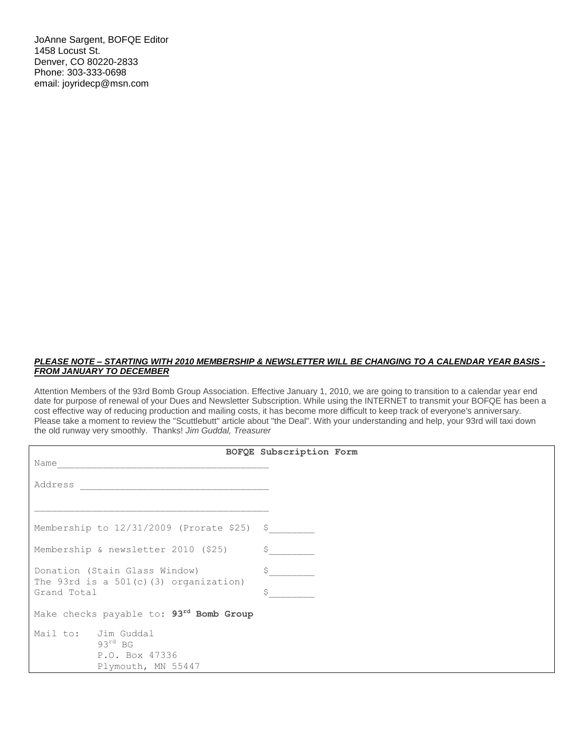JoAnne Sargent, BOFQE Editor
1458 Locust St.
Denver, CO 80220-2833
Phone: 303-333-0698
email: joyridecp@msn.com

***PLEASE NOTE – STARTING WITH 2010 MEMBERSHIP & NEWSLETTER WILL BE CHANGING TO A CALENDAR YEAR BASIS - FROM JANUARY TO DECEMBER***

Attention Members of the 93rd Bomb Group Association. Effective January 1, 2010, we are going to transition to a calendar year end date for purpose of renewal of your Dues and Newsletter Subscription. While using the INTERNET to transmit your BOFQE has been a cost effective way of reducing production and mailing costs, it has become more difficult to keep track of everyone's anniversary. Please take a moment to review the "Scuttlebutt" article about "the Deal". With your understanding and help, your 93rd will taxi down the old runway very smoothly. Thanks! *Jim Guddal, Treasurer*

**BOFQE Subscription Form**

Name_______________________________________

Address ____________________________________

___________________________________________

Membership to 12/31/2009 (Prorate $25) $________

Membership & newsletter 2010 ($25) $________

Donation (Stain Glass Window) $________
The 93rd is a 501(c)(3) organization)
Grand Total $________

Make checks payable to: **93rd Bomb Group**

Mail to: Jim Guddal
93rd BG
P.O. Box 47336
Plymouth, MN 55447